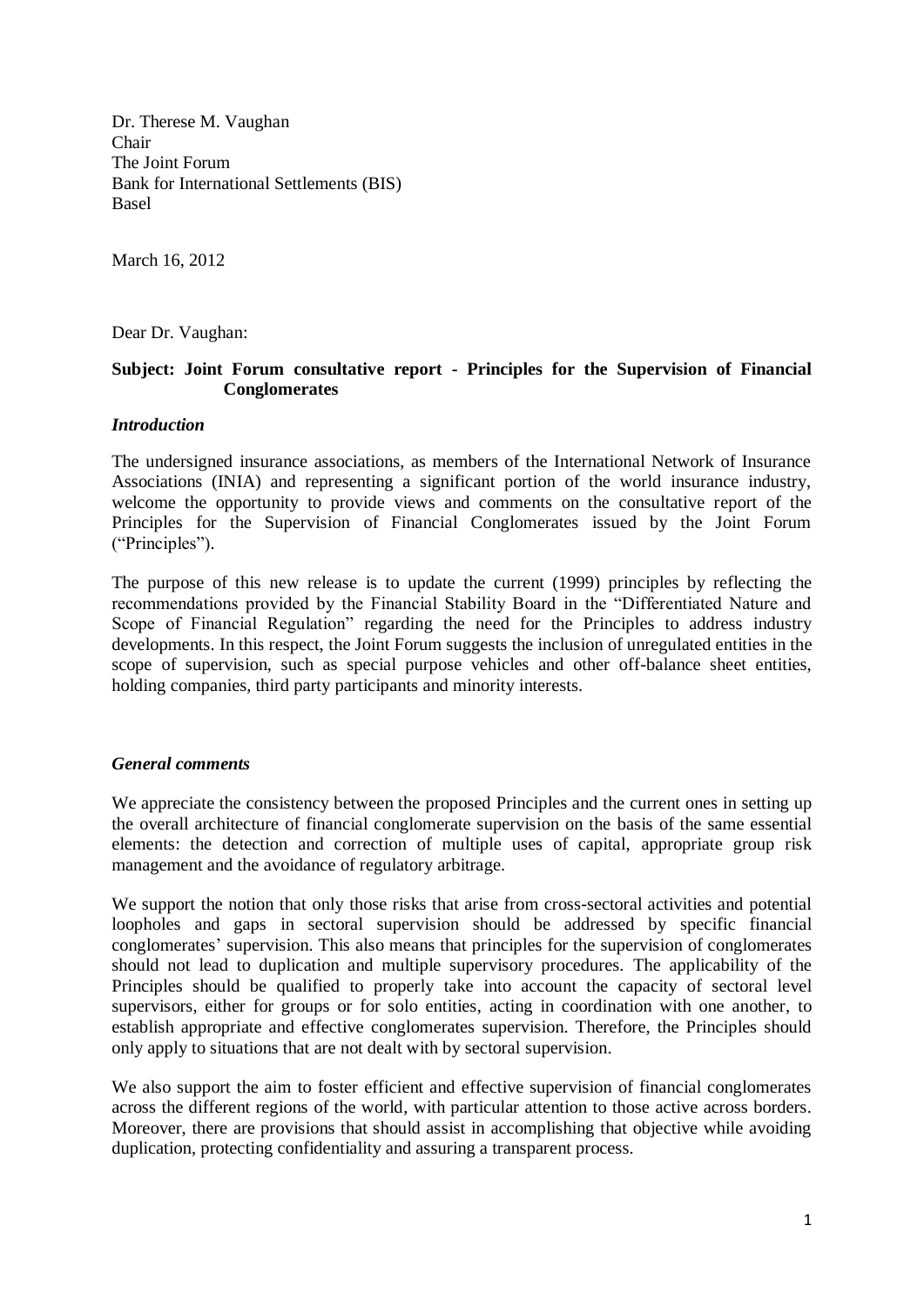Dr. Therese M. Vaughan  
Chair  
The Joint Forum  
Bank for International Settlements (BIS)  
Basel

March 16, 2012

Dear Dr. Vaughan:

**Subject: Joint Forum consultative report - Principles for the Supervision of Financial Conglomerates**

### *Introduction*

The undersigned insurance associations, as members of the International Network of Insurance Associations (INIA) and representing a significant portion of the world insurance industry, welcome the opportunity to provide views and comments on the consultative report of the Principles for the Supervision of Financial Conglomerates issued by the Joint Forum ("Principles").

The purpose of this new release is to update the current (1999) principles by reflecting the recommendations provided by the Financial Stability Board in the "Differentiated Nature and Scope of Financial Regulation" regarding the need for the Principles to address industry developments. In this respect, the Joint Forum suggests the inclusion of unregulated entities in the scope of supervision, such as special purpose vehicles and other off-balance sheet entities, holding companies, third party participants and minority interests.

### *General comments*

We appreciate the consistency between the proposed Principles and the current ones in setting up the overall architecture of financial conglomerate supervision on the basis of the same essential elements: the detection and correction of multiple uses of capital, appropriate group risk management and the avoidance of regulatory arbitrage.

We support the notion that only those risks that arise from cross-sectoral activities and potential loopholes and gaps in sectoral supervision should be addressed by specific financial conglomerates' supervision. This also means that principles for the supervision of conglomerates should not lead to duplication and multiple supervisory procedures. The applicability of the Principles should be qualified to properly take into account the capacity of sectoral level supervisors, either for groups or for solo entities, acting in coordination with one another, to establish appropriate and effective conglomerates supervision. Therefore, the Principles should only apply to situations that are not dealt with by sectoral supervision.

We also support the aim to foster efficient and effective supervision of financial conglomerates across the different regions of the world, with particular attention to those active across borders. Moreover, there are provisions that should assist in accomplishing that objective while avoiding duplication, protecting confidentiality and assuring a transparent process.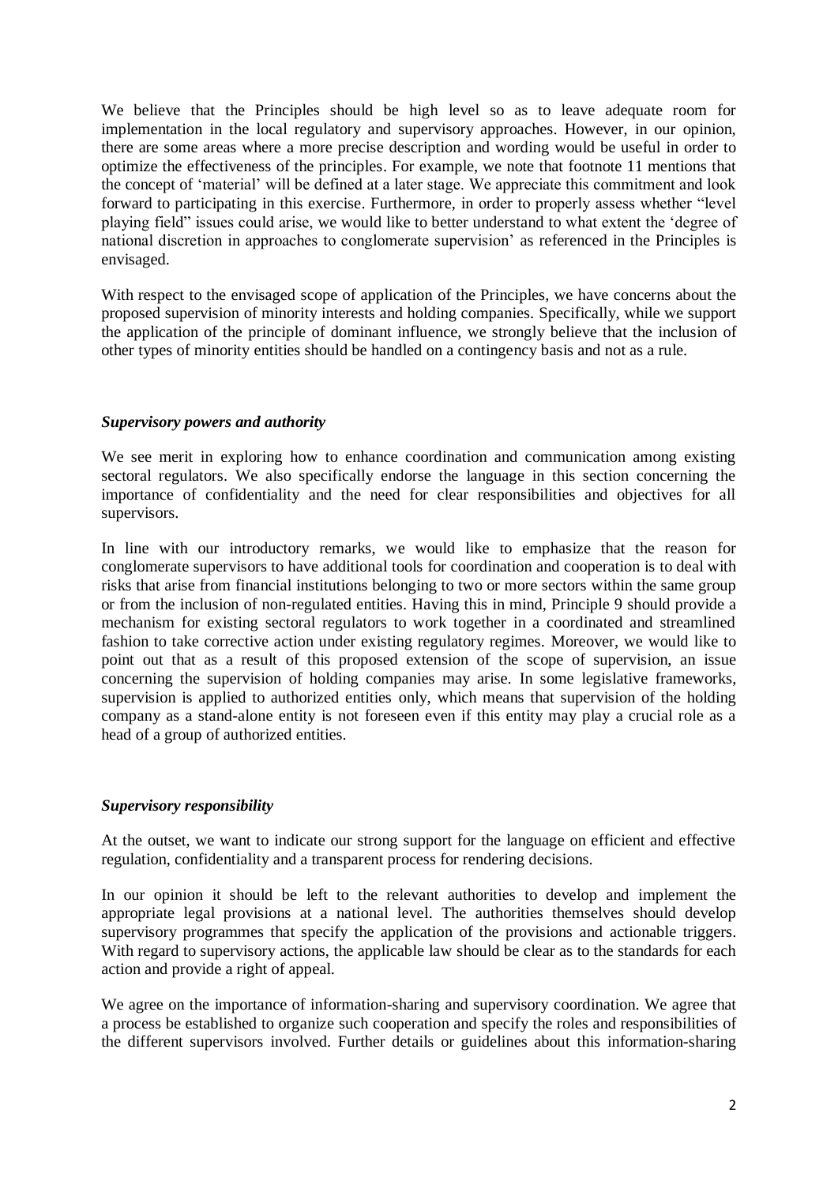We believe that the Principles should be high level so as to leave adequate room for implementation in the local regulatory and supervisory approaches. However, in our opinion, there are some areas where a more precise description and wording would be useful in order to optimize the effectiveness of the principles. For example, we note that footnote 11 mentions that the concept of 'material' will be defined at a later stage. We appreciate this commitment and look forward to participating in this exercise. Furthermore, in order to properly assess whether "level playing field" issues could arise, we would like to better understand to what extent the 'degree of national discretion in approaches to conglomerate supervision' as referenced in the Principles is envisaged.

With respect to the envisaged scope of application of the Principles, we have concerns about the proposed supervision of minority interests and holding companies. Specifically, while we support the application of the principle of dominant influence, we strongly believe that the inclusion of other types of minority entities should be handled on a contingency basis and not as a rule.

### *Supervisory powers and authority*

We see merit in exploring how to enhance coordination and communication among existing sectoral regulators. We also specifically endorse the language in this section concerning the importance of confidentiality and the need for clear responsibilities and objectives for all supervisors.

In line with our introductory remarks, we would like to emphasize that the reason for conglomerate supervisors to have additional tools for coordination and cooperation is to deal with risks that arise from financial institutions belonging to two or more sectors within the same group or from the inclusion of non-regulated entities. Having this in mind, Principle 9 should provide a mechanism for existing sectoral regulators to work together in a coordinated and streamlined fashion to take corrective action under existing regulatory regimes. Moreover, we would like to point out that as a result of this proposed extension of the scope of supervision, an issue concerning the supervision of holding companies may arise. In some legislative frameworks, supervision is applied to authorized entities only, which means that supervision of the holding company as a stand-alone entity is not foreseen even if this entity may play a crucial role as a head of a group of authorized entities.

### *Supervisory responsibility*

At the outset, we want to indicate our strong support for the language on efficient and effective regulation, confidentiality and a transparent process for rendering decisions.

In our opinion it should be left to the relevant authorities to develop and implement the appropriate legal provisions at a national level. The authorities themselves should develop supervisory programmes that specify the application of the provisions and actionable triggers. With regard to supervisory actions, the applicable law should be clear as to the standards for each action and provide a right of appeal.

We agree on the importance of information-sharing and supervisory coordination. We agree that a process be established to organize such cooperation and specify the roles and responsibilities of the different supervisors involved. Further details or guidelines about this information-sharing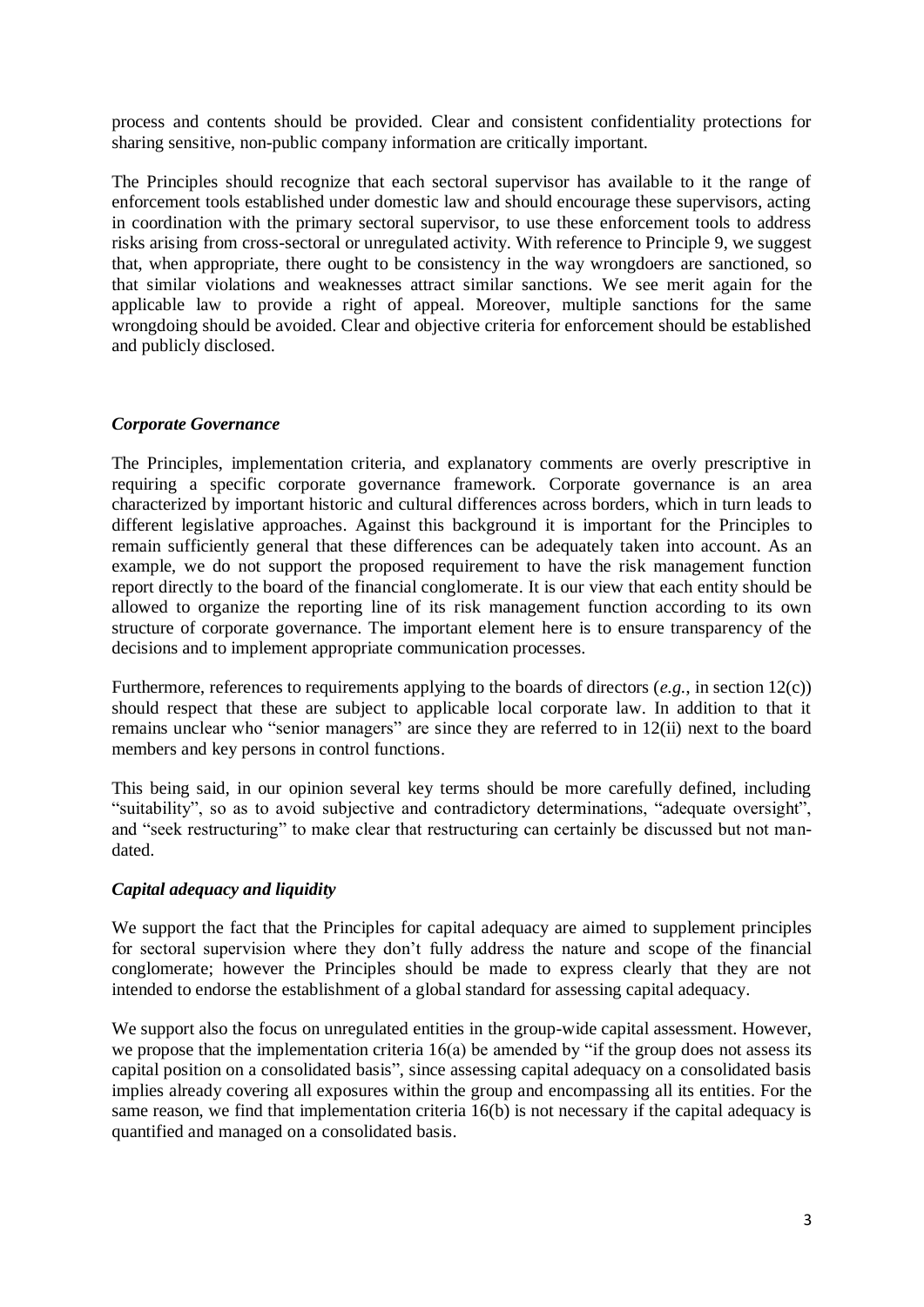process and contents should be provided. Clear and consistent confidentiality protections for sharing sensitive, non-public company information are critically important.

The Principles should recognize that each sectoral supervisor has available to it the range of enforcement tools established under domestic law and should encourage these supervisors, acting in coordination with the primary sectoral supervisor, to use these enforcement tools to address risks arising from cross-sectoral or unregulated activity. With reference to Principle 9, we suggest that, when appropriate, there ought to be consistency in the way wrongdoers are sanctioned, so that similar violations and weaknesses attract similar sanctions. We see merit again for the applicable law to provide a right of appeal. Moreover, multiple sanctions for the same wrongdoing should be avoided. Clear and objective criteria for enforcement should be established and publicly disclosed.

### *Corporate Governance*

The Principles, implementation criteria, and explanatory comments are overly prescriptive in requiring a specific corporate governance framework. Corporate governance is an area characterized by important historic and cultural differences across borders, which in turn leads to different legislative approaches. Against this background it is important for the Principles to remain sufficiently general that these differences can be adequately taken into account. As an example, we do not support the proposed requirement to have the risk management function report directly to the board of the financial conglomerate. It is our view that each entity should be allowed to organize the reporting line of its risk management function according to its own structure of corporate governance. The important element here is to ensure transparency of the decisions and to implement appropriate communication processes.

Furthermore, references to requirements applying to the boards of directors (*e.g.*, in section 12(c)) should respect that these are subject to applicable local corporate law. In addition to that it remains unclear who "senior managers" are since they are referred to in 12(ii) next to the board members and key persons in control functions.

This being said, in our opinion several key terms should be more carefully defined, including "suitability", so as to avoid subjective and contradictory determinations, "adequate oversight", and "seek restructuring" to make clear that restructuring can certainly be discussed but not mandated.

### *Capital adequacy and liquidity*

We support the fact that the Principles for capital adequacy are aimed to supplement principles for sectoral supervision where they don't fully address the nature and scope of the financial conglomerate; however the Principles should be made to express clearly that they are not intended to endorse the establishment of a global standard for assessing capital adequacy.

We support also the focus on unregulated entities in the group-wide capital assessment. However, we propose that the implementation criteria 16(a) be amended by "if the group does not assess its capital position on a consolidated basis", since assessing capital adequacy on a consolidated basis implies already covering all exposures within the group and encompassing all its entities. For the same reason, we find that implementation criteria 16(b) is not necessary if the capital adequacy is quantified and managed on a consolidated basis.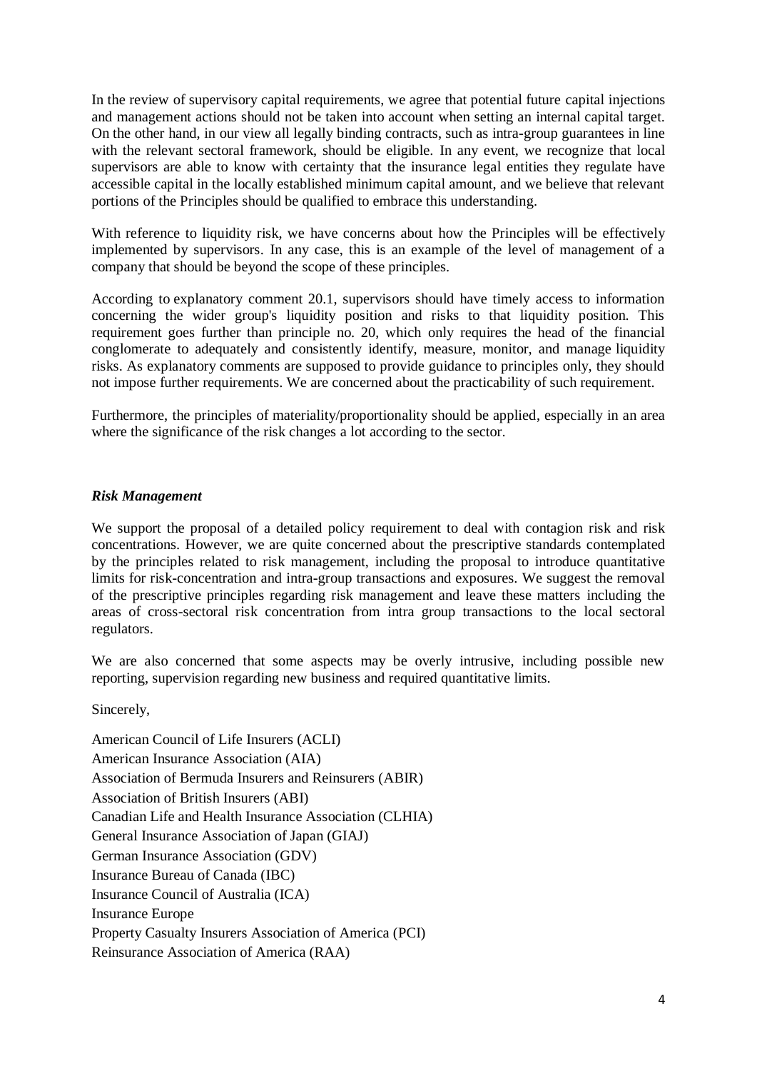In the review of supervisory capital requirements, we agree that potential future capital injections and management actions should not be taken into account when setting an internal capital target. On the other hand, in our view all legally binding contracts, such as intra-group guarantees in line with the relevant sectoral framework, should be eligible. In any event, we recognize that local supervisors are able to know with certainty that the insurance legal entities they regulate have accessible capital in the locally established minimum capital amount, and we believe that relevant portions of the Principles should be qualified to embrace this understanding.

With reference to liquidity risk, we have concerns about how the Principles will be effectively implemented by supervisors. In any case, this is an example of the level of management of a company that should be beyond the scope of these principles.

According to explanatory comment 20.1, supervisors should have timely access to information concerning the wider group's liquidity position and risks to that liquidity position. This requirement goes further than principle no. 20, which only requires the head of the financial conglomerate to adequately and consistently identify, measure, monitor, and manage liquidity risks. As explanatory comments are supposed to provide guidance to principles only, they should not impose further requirements. We are concerned about the practicability of such requirement.

Furthermore, the principles of materiality/proportionality should be applied, especially in an area where the significance of the risk changes a lot according to the sector.

***Risk Management***

We support the proposal of a detailed policy requirement to deal with contagion risk and risk concentrations. However, we are quite concerned about the prescriptive standards contemplated by the principles related to risk management, including the proposal to introduce quantitative limits for risk-concentration and intra-group transactions and exposures. We suggest the removal of the prescriptive principles regarding risk management and leave these matters including the areas of cross-sectoral risk concentration from intra group transactions to the local sectoral regulators.

We are also concerned that some aspects may be overly intrusive, including possible new reporting, supervision regarding new business and required quantitative limits.

Sincerely,

American Council of Life Insurers (ACLI)
American Insurance Association (AIA)
Association of Bermuda Insurers and Reinsurers (ABIR)
Association of British Insurers (ABI)
Canadian Life and Health Insurance Association (CLHIA)
General Insurance Association of Japan (GIAJ)
German Insurance Association (GDV)
Insurance Bureau of Canada (IBC)
Insurance Council of Australia (ICA)
Insurance Europe
Property Casualty Insurers Association of America (PCI)
Reinsurance Association of America (RAA)